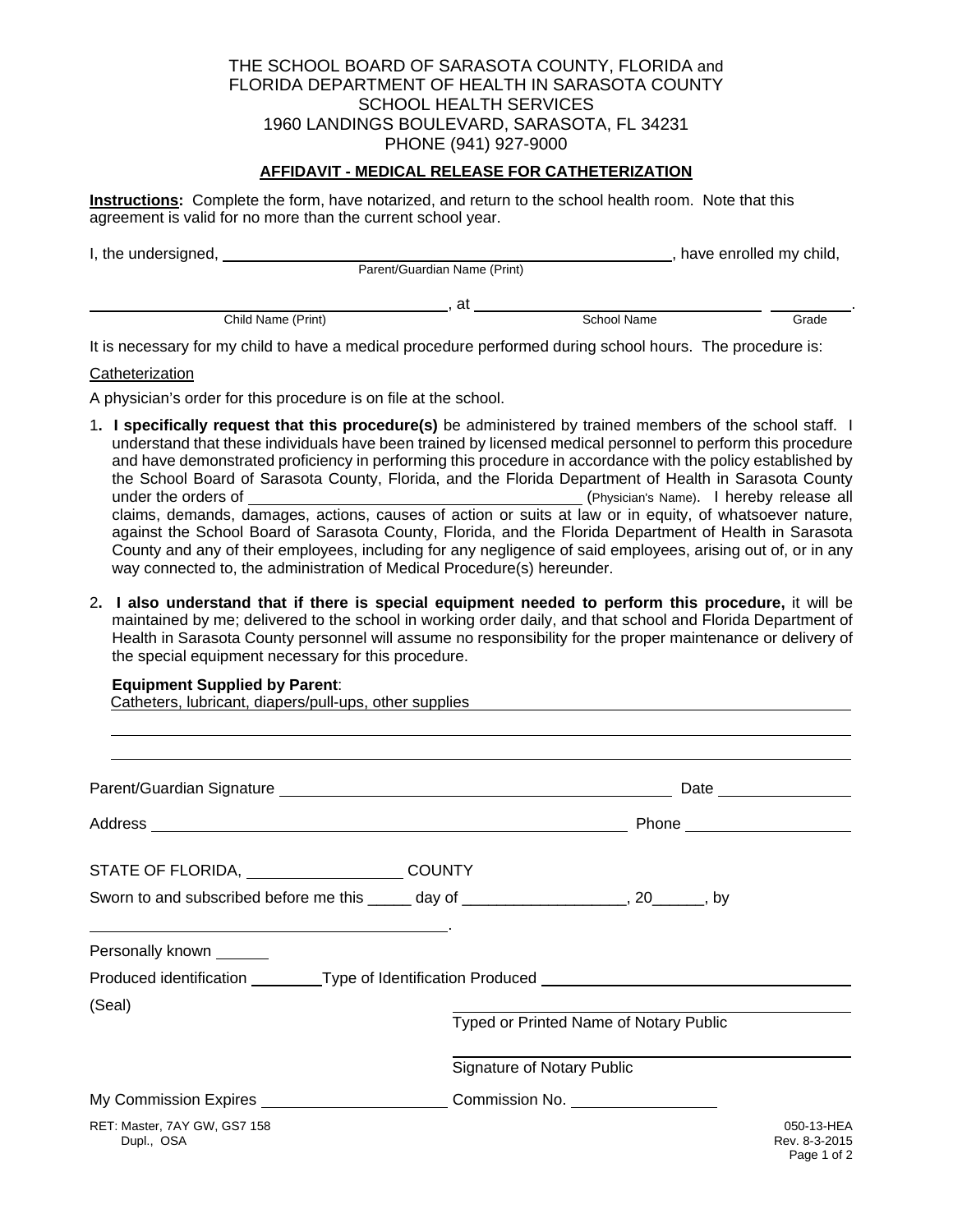THE SCHOOL BOARD OF SARASOTA COUNTY, FLORIDA and
FLORIDA DEPARTMENT OF HEALTH IN SARASOTA COUNTY
SCHOOL HEALTH SERVICES
1960 LANDINGS BOULEVARD, SARASOTA, FL 34231
PHONE (941) 927-9000

## AFFIDAVIT - MEDICAL RELEASE FOR CATHETERIZATION

**Instructions:** Complete the form, have notarized, and return to the school health room. Note that this agreement is valid for no more than the current school year.

I, the undersigned, ______________________________ (Parent/Guardian Name (Print)), have enrolled my child,

______________________________ (Child Name (Print)), at ______________________________ (School Name) __________ (Grade).

It is necessary for my child to have a medical procedure performed during school hours. The procedure is:

Catheterization

A physician's order for this procedure is on file at the school.

1. **I specifically request that this procedure(s)** be administered by trained members of the school staff. I understand that these individuals have been trained by licensed medical personnel to perform this procedure and have demonstrated proficiency in performing this procedure in accordance with the policy established by the School Board of Sarasota County, Florida, and the Florida Department of Health in Sarasota County under the orders of ______________________________ (Physician's Name). I hereby release all claims, demands, damages, actions, causes of action or suits at law or in equity, of whatsoever nature, against the School Board of Sarasota County, Florida, and the Florida Department of Health in Sarasota County and any of their employees, including for any negligence of said employees, arising out of, or in any way connected to, the administration of Medical Procedure(s) hereunder.

2. **I also understand that if there is special equipment needed to perform this procedure,** it will be maintained by me; delivered to the school in working order daily, and that school and Florida Department of Health in Sarasota County personnel will assume no responsibility for the proper maintenance or delivery of the special equipment necessary for this procedure.

**Equipment Supplied by Parent**:
Catheters, lubricant, diapers/pull-ups, other supplies

Parent/Guardian Signature ______________________________ Date ______________

Address ______________________________ Phone ______________

STATE OF FLORIDA, ______________ COUNTY

Sworn to and subscribed before me this _____ day of __________________, 20______, by

______________________________.

Personally known ______

Produced identification ________ Type of Identification Produced ______________________________

(Seal)

______________________________
Typed or Printed Name of Notary Public

______________________________
Signature of Notary Public

My Commission Expires ______________________ Commission No. ________________

RET: Master, 7AY GW, GS7 158
Dupl., OSA

050-13-HEA
Rev. 8-3-2015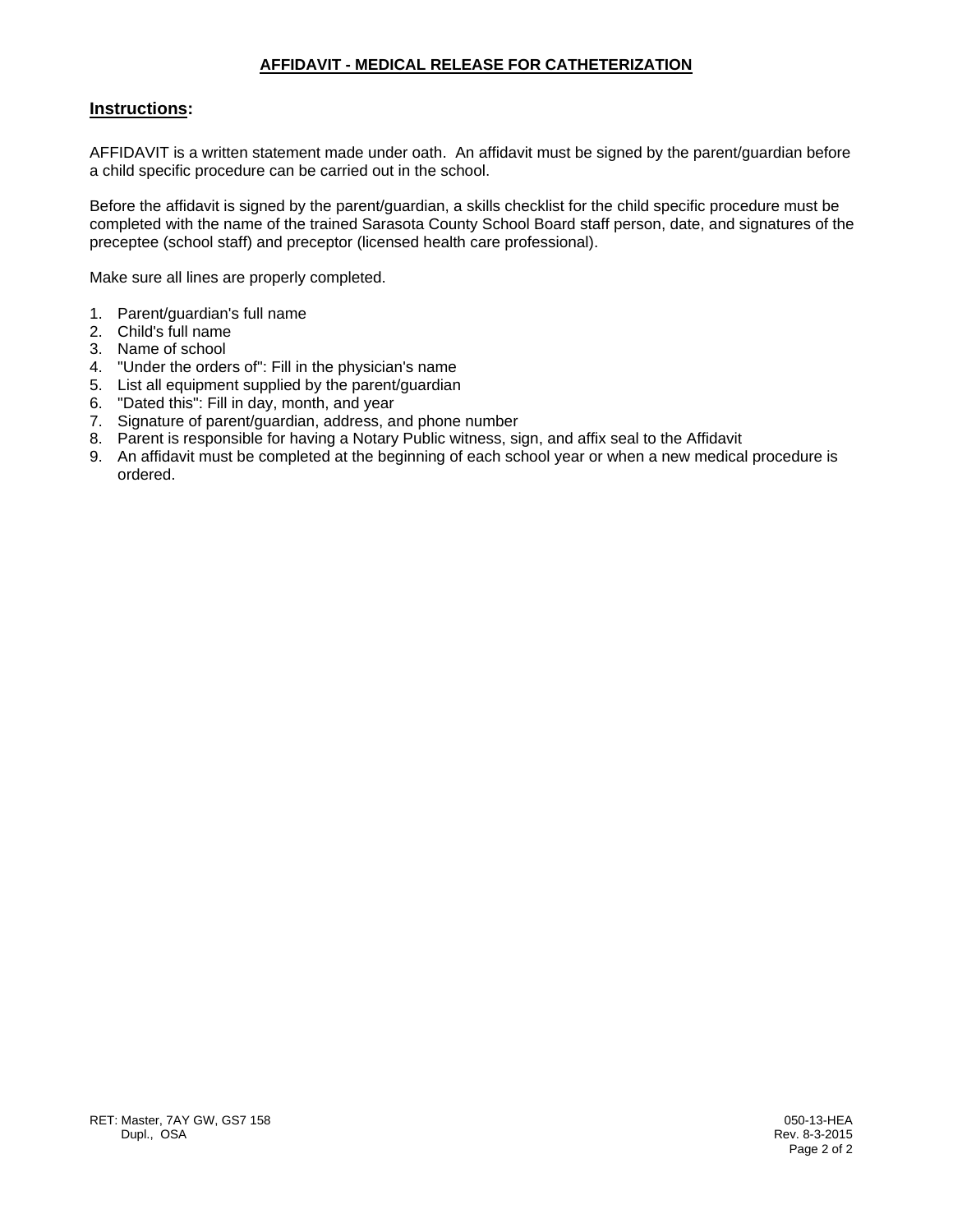## AFFIDAVIT - MEDICAL RELEASE FOR CATHETERIZATION

### Instructions:

AFFIDAVIT is a written statement made under oath. An affidavit must be signed by the parent/guardian before a child specific procedure can be carried out in the school.

Before the affidavit is signed by the parent/guardian, a skills checklist for the child specific procedure must be completed with the name of the trained Sarasota County School Board staff person, date, and signatures of the preceptee (school staff) and preceptor (licensed health care professional).

Make sure all lines are properly completed.

1. Parent/guardian's full name
2. Child's full name
3. Name of school
4. "Under the orders of": Fill in the physician's name
5. List all equipment supplied by the parent/guardian
6. "Dated this": Fill in day, month, and year
7. Signature of parent/guardian, address, and phone number
8. Parent is responsible for having a Notary Public witness, sign, and affix seal to the Affidavit
9. An affidavit must be completed at the beginning of each school year or when a new medical procedure is ordered.

RET: Master, 7AY GW, GS7 158
Dupl., OSA

050-13-HEA
Rev. 8-3-2015